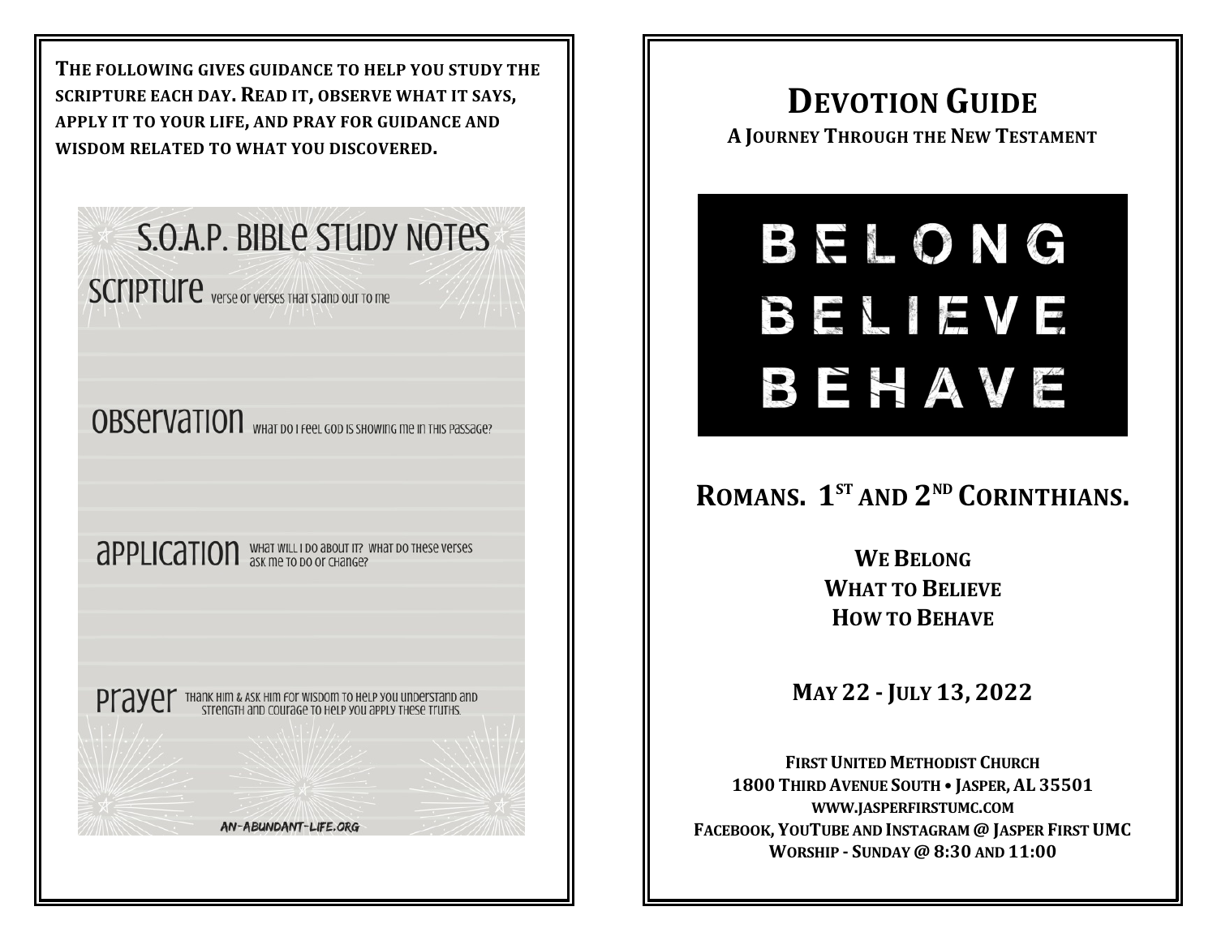**THE FOLLOWING GIVES GUIDANCE TO HELP YOU STUDY THE SCRIPTURE EACH DAY. READ IT, OBSERVE WHAT IT SAYS, APPLY IT TO YOUR LIFE, AND PRAY FOR GUIDANCE AND WISDOM RELATED TO WHAT YOU DISCOVERED.**

## S.O.A.P. BIBLE STUDY NOTES

**SCRIPTURE** Verse or verses that stand out to me

**OBSERVATION** What do I feel God is showing me in this passage?

**APPLICATION** What will I do about it? What do these verses ask me to do or change?

**PRAYER** Thank Him & ask Him for wisdom to help you understand and strength and courage to help you apply these truths.

AN-ABUNDANT-LIFE.ORG

# DEVOTION GUIDE

**A JOURNEY THROUGH THE NEW TESTAMENT**

BELONG
BELIEVE
BEHAVE

## ROMANS. 1ST AND 2ND CORINTHIANS.

**WE BELONG**
**WHAT TO BELIEVE**
**HOW TO BEHAVE**

**MAY 22 - JULY 13, 2022**

**FIRST UNITED METHODIST CHURCH**
**1800 THIRD AVENUE SOUTH • JASPER, AL 35501**
**WWW.JASPERFIRSTUMC.COM**
**FACEBOOK, YOUTUBE AND INSTAGRAM @ JASPER FIRST UMC**
**WORSHIP - SUNDAY @ 8:30 AND 11:00**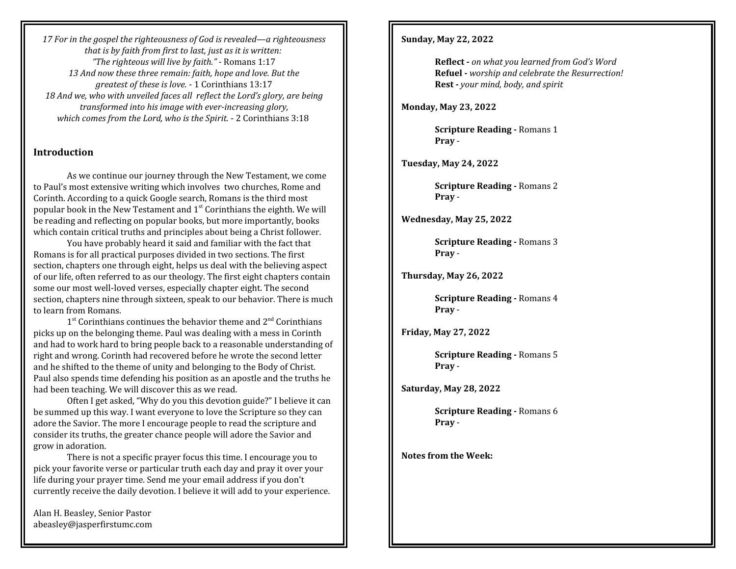*17 For in the gospel the righteousness of God is revealed—a righteousness that is by faith from first to last, just as it is written: "The righteous will live by faith."* - Romans 1:17

*13 And now these three remain: faith, hope and love. But the greatest of these is love.* - 1 Corinthians 13:17

*18 And we, who with unveiled faces all reflect the Lord's glory, are being transformed into his image with ever-increasing glory, which comes from the Lord, who is the Spirit.* - 2 Corinthians 3:18

## Introduction

As we continue our journey through the New Testament, we come to Paul's most extensive writing which involves two churches, Rome and Corinth. According to a quick Google search, Romans is the third most popular book in the New Testament and 1st Corinthians the eighth. We will be reading and reflecting on popular books, but more importantly, books which contain critical truths and principles about being a Christ follower.

You have probably heard it said and familiar with the fact that Romans is for all practical purposes divided in two sections. The first section, chapters one through eight, helps us deal with the believing aspect of our life, often referred to as our theology. The first eight chapters contain some our most well-loved verses, especially chapter eight. The second section, chapters nine through sixteen, speak to our behavior. There is much to learn from Romans.

1st Corinthians continues the behavior theme and 2nd Corinthians picks up on the belonging theme. Paul was dealing with a mess in Corinth and had to work hard to bring people back to a reasonable understanding of right and wrong. Corinth had recovered before he wrote the second letter and he shifted to the theme of unity and belonging to the Body of Christ. Paul also spends time defending his position as an apostle and the truths he had been teaching. We will discover this as we read.

Often I get asked, "Why do you this devotion guide?" I believe it can be summed up this way. I want everyone to love the Scripture so they can adore the Savior. The more I encourage people to read the scripture and consider its truths, the greater chance people will adore the Savior and grow in adoration.

There is not a specific prayer focus this time. I encourage you to pick your favorite verse or particular truth each day and pray it over your life during your prayer time. Send me your email address if you don't currently receive the daily devotion. I believe it will add to your experience.

Alan H. Beasley, Senior Pastor
abeasley@jasperfirstumc.com

**Sunday, May 22, 2022**

**Reflect -** *on what you learned from God's Word*
**Refuel -** *worship and celebrate the Resurrection!*
**Rest -** *your mind, body, and spirit*

**Monday, May 23, 2022**

**Scripture Reading -** Romans 1
**Pray -**

**Tuesday, May 24, 2022**

**Scripture Reading -** Romans 2
**Pray -**

**Wednesday, May 25, 2022**

**Scripture Reading -** Romans 3
**Pray -**

**Thursday, May 26, 2022**

**Scripture Reading -** Romans 4
**Pray -**

**Friday, May 27, 2022**

**Scripture Reading -** Romans 5
**Pray -**

**Saturday, May 28, 2022**

**Scripture Reading -** Romans 6
**Pray -**

**Notes from the Week:**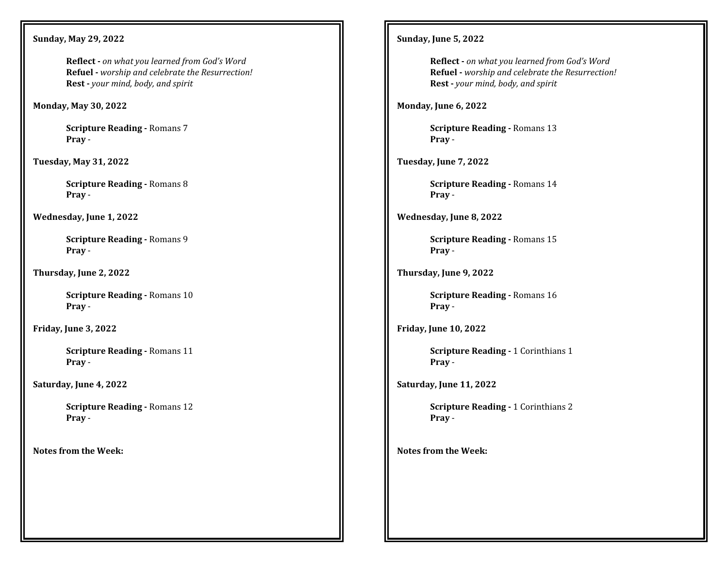**Sunday, May 29, 2022**

**Reflect -** *on what you learned from God's Word*
**Refuel -** *worship and celebrate the Resurrection!*
**Rest -** *your mind, body, and spirit*

**Monday, May 30, 2022**

**Scripture Reading -** Romans 7
**Pray** -

**Tuesday, May 31, 2022**

**Scripture Reading -** Romans 8
**Pray** -

**Wednesday, June 1, 2022**

**Scripture Reading -** Romans 9
**Pray** -

**Thursday, June 2, 2022**

**Scripture Reading -** Romans 10
**Pray** -

**Friday, June 3, 2022**

**Scripture Reading -** Romans 11
**Pray** -

**Saturday, June 4, 2022**

**Scripture Reading -** Romans 12
**Pray** -

**Notes from the Week:**

**Sunday, June 5, 2022**

**Reflect -** *on what you learned from God's Word*
**Refuel -** *worship and celebrate the Resurrection!*
**Rest -** *your mind, body, and spirit*

**Monday, June 6, 2022**

**Scripture Reading -** Romans 13
**Pray** -

**Tuesday, June 7, 2022**

**Scripture Reading -** Romans 14
**Pray** -

**Wednesday, June 8, 2022**

**Scripture Reading -** Romans 15
**Pray** -

**Thursday, June 9, 2022**

**Scripture Reading -** Romans 16
**Pray** -

**Friday, June 10, 2022**

**Scripture Reading -** 1 Corinthians 1
**Pray** -

**Saturday, June 11, 2022**

**Scripture Reading -** 1 Corinthians 2
**Pray** -

**Notes from the Week:**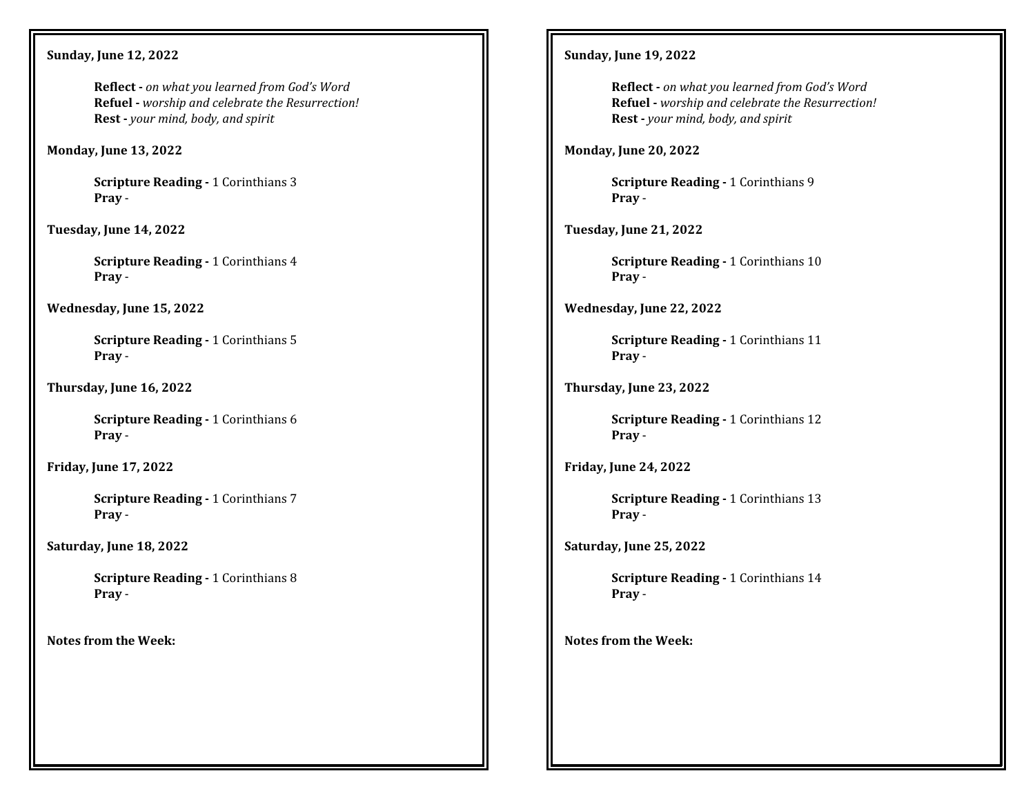**Sunday, June 12, 2022**

**Reflect -** *on what you learned from God's Word*
**Refuel -** *worship and celebrate the Resurrection!*
**Rest -** *your mind, body, and spirit*

**Monday, June 13, 2022**

**Scripture Reading -** 1 Corinthians 3
**Pray** -

**Tuesday, June 14, 2022**

**Scripture Reading -** 1 Corinthians 4
**Pray** -

**Wednesday, June 15, 2022**

**Scripture Reading -** 1 Corinthians 5
**Pray** -

**Thursday, June 16, 2022**

**Scripture Reading -** 1 Corinthians 6
**Pray** -

**Friday, June 17, 2022**

**Scripture Reading -** 1 Corinthians 7
**Pray** -

**Saturday, June 18, 2022**

**Scripture Reading -** 1 Corinthians 8
**Pray** -

**Notes from the Week:**

**Sunday, June 19, 2022**

**Reflect -** *on what you learned from God's Word*
**Refuel -** *worship and celebrate the Resurrection!*
**Rest -** *your mind, body, and spirit*

**Monday, June 20, 2022**

**Scripture Reading -** 1 Corinthians 9
**Pray** -

**Tuesday, June 21, 2022**

**Scripture Reading -** 1 Corinthians 10
**Pray** -

**Wednesday, June 22, 2022**

**Scripture Reading -** 1 Corinthians 11
**Pray** -

**Thursday, June 23, 2022**

**Scripture Reading -** 1 Corinthians 12
**Pray** -

**Friday, June 24, 2022**

**Scripture Reading -** 1 Corinthians 13
**Pray** -

**Saturday, June 25, 2022**

**Scripture Reading -** 1 Corinthians 14
**Pray** -

**Notes from the Week:**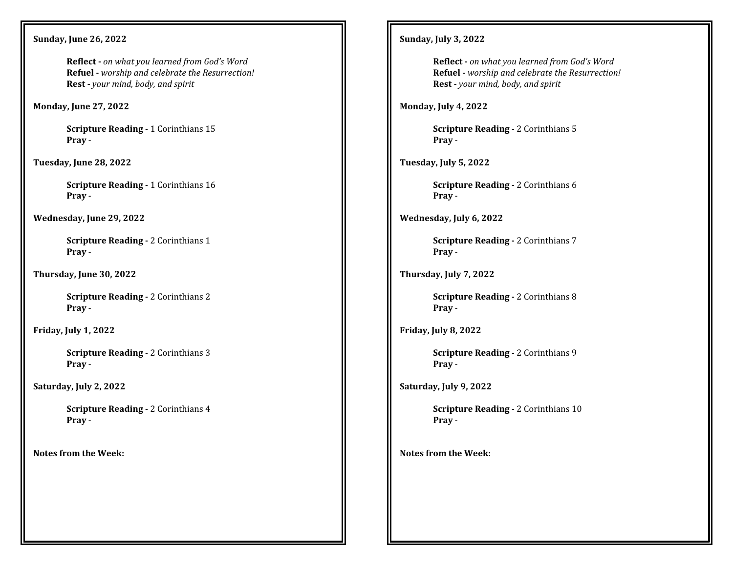**Sunday, June 26, 2022**

**Reflect -** *on what you learned from God's Word*
**Refuel -** *worship and celebrate the Resurrection!*
**Rest -** *your mind, body, and spirit*

**Monday, June 27, 2022**

**Scripture Reading -** 1 Corinthians 15
**Pray** -

**Tuesday, June 28, 2022**

**Scripture Reading -** 1 Corinthians 16
**Pray** -

**Wednesday, June 29, 2022**

**Scripture Reading -** 2 Corinthians 1
**Pray** -

**Thursday, June 30, 2022**

**Scripture Reading -** 2 Corinthians 2
**Pray** -

**Friday, July 1, 2022**

**Scripture Reading -** 2 Corinthians 3
**Pray** -

**Saturday, July 2, 2022**

**Scripture Reading -** 2 Corinthians 4
**Pray** -

**Notes from the Week:**

**Sunday, July 3, 2022**

**Reflect -** *on what you learned from God's Word*
**Refuel -** *worship and celebrate the Resurrection!*
**Rest -** *your mind, body, and spirit*

**Monday, July 4, 2022**

**Scripture Reading -** 2 Corinthians 5
**Pray** -

**Tuesday, July 5, 2022**

**Scripture Reading -** 2 Corinthians 6
**Pray** -

**Wednesday, July 6, 2022**

**Scripture Reading -** 2 Corinthians 7
**Pray** -

**Thursday, July 7, 2022**

**Scripture Reading -** 2 Corinthians 8
**Pray** -

**Friday, July 8, 2022**

**Scripture Reading -** 2 Corinthians 9
**Pray** -

**Saturday, July 9, 2022**

**Scripture Reading -** 2 Corinthians 10
**Pray** -

**Notes from the Week:**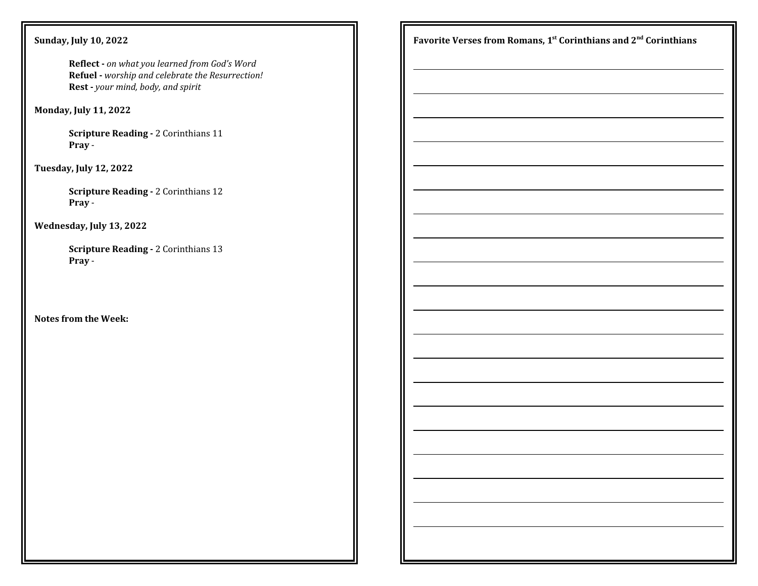**Sunday, July 10, 2022**

**Reflect -** *on what you learned from God's Word*
**Refuel -** *worship and celebrate the Resurrection!*
**Rest -** *your mind, body, and spirit*

**Monday, July 11, 2022**

**Scripture Reading -** 2 Corinthians 11
**Pray** -

**Tuesday, July 12, 2022**

**Scripture Reading -** 2 Corinthians 12
**Pray** -

**Wednesday, July 13, 2022**

**Scripture Reading -** 2 Corinthians 13
**Pray** -

**Notes from the Week:**

**Favorite Verses from Romans, 1st Corinthians and 2nd Corinthians**